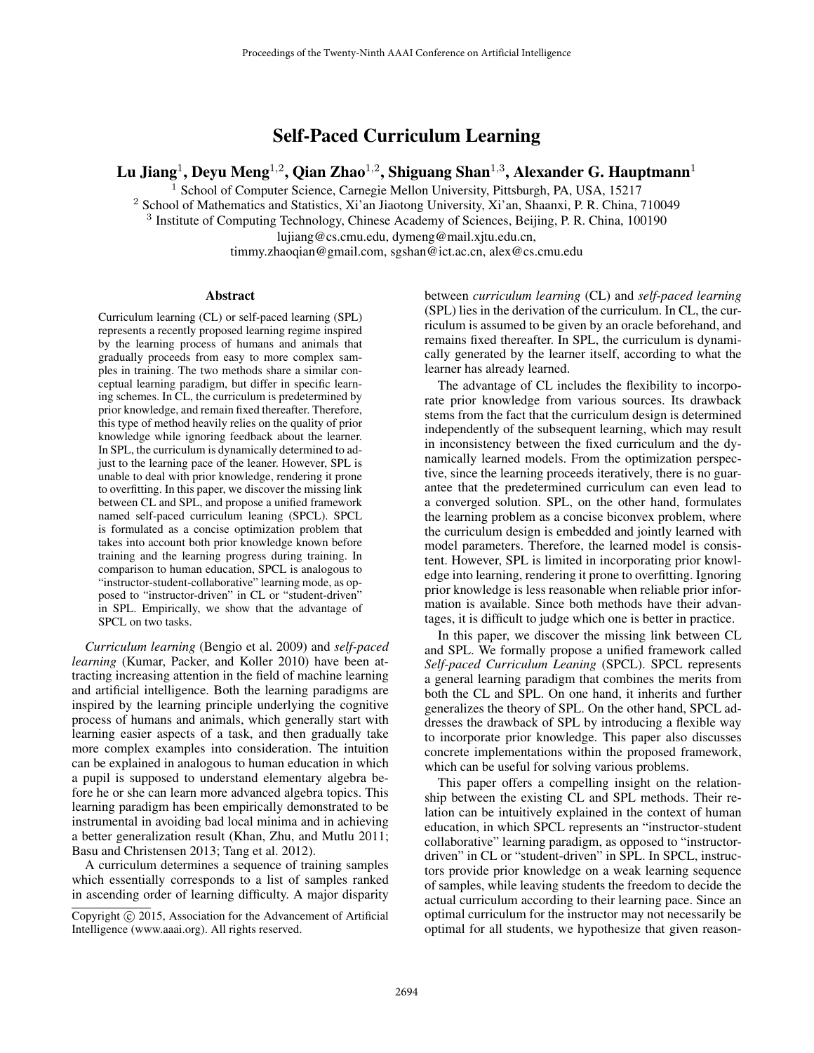# Self-Paced Curriculum Learning

**Lu Jiang[1], Deyu Meng[1,2], Qian Zhao[1,2], Shiguang Shan[1,3], Alexander G. Hauptmann[1]**

[1] School of Computer Science, Carnegie Mellon University, Pittsburgh, PA, USA, 15217
[2] School of Mathematics and Statistics, Xi'an Jiaotong University, Xi'an, Shaanxi, P. R. China, 710049
[3] Institute of Computing Technology, Chinese Academy of Sciences, Beijing, P. R. China, 100190
lujiang@cs.cmu.edu, dymeng@mail.xjtu.edu.cn,
timmy.zhaoqian@gmail.com, sgshan@ict.ac.cn, alex@cs.cmu.edu

## Abstract

Curriculum learning (CL) or self-paced learning (SPL) represents a recently proposed learning regime inspired by the learning process of humans and animals that gradually proceeds from easy to more complex samples in training. The two methods share a similar conceptual learning paradigm, but differ in specific learning schemes. In CL, the curriculum is predetermined by prior knowledge, and remain fixed thereafter. Therefore, this type of method heavily relies on the quality of prior knowledge while ignoring feedback about the learner. In SPL, the curriculum is dynamically determined to adjust to the learning pace of the leaner. However, SPL is unable to deal with prior knowledge, rendering it prone to overfitting. In this paper, we discover the missing link between CL and SPL, and propose a unified framework named self-paced curriculum leaning (SPCL). SPCL is formulated as a concise optimization problem that takes into account both prior knowledge known before training and the learning progress during training. In comparison to human education, SPCL is analogous to "instructor-student-collaborative" learning mode, as opposed to "instructor-driven" in CL or "student-driven" in SPL. Empirically, we show that the advantage of SPCL on two tasks.

*Curriculum learning* (Bengio et al. 2009) and *self-paced learning* (Kumar, Packer, and Koller 2010) have been attracting increasing attention in the field of machine learning and artificial intelligence. Both the learning paradigms are inspired by the learning principle underlying the cognitive process of humans and animals, which generally start with learning easier aspects of a task, and then gradually take more complex examples into consideration. The intuition can be explained in analogous to human education in which a pupil is supposed to understand elementary algebra before he or she can learn more advanced algebra topics. This learning paradigm has been empirically demonstrated to be instrumental in avoiding bad local minima and in achieving a better generalization result (Khan, Zhu, and Mutlu 2011; Basu and Christensen 2013; Tang et al. 2012).

A curriculum determines a sequence of training samples which essentially corresponds to a list of samples ranked in ascending order of learning difficulty. A major disparity between *curriculum learning* (CL) and *self-paced learning* (SPL) lies in the derivation of the curriculum. In CL, the curriculum is assumed to be given by an oracle beforehand, and remains fixed thereafter. In SPL, the curriculum is dynamically generated by the learner itself, according to what the learner has already learned.

The advantage of CL includes the flexibility to incorporate prior knowledge from various sources. Its drawback stems from the fact that the curriculum design is determined independently of the subsequent learning, which may result in inconsistency between the fixed curriculum and the dynamically learned models. From the optimization perspective, since the learning proceeds iteratively, there is no guarantee that the predetermined curriculum can even lead to a converged solution. SPL, on the other hand, formulates the learning problem as a concise biconvex problem, where the curriculum design is embedded and jointly learned with model parameters. Therefore, the learned model is consistent. However, SPL is limited in incorporating prior knowledge into learning, rendering it prone to overfitting. Ignoring prior knowledge is less reasonable when reliable prior information is available. Since both methods have their advantages, it is difficult to judge which one is better in practice.

In this paper, we discover the missing link between CL and SPL. We formally propose a unified framework called *Self-paced Curriculum Leaning* (SPCL). SPCL represents a general learning paradigm that combines the merits from both the CL and SPL. On one hand, it inherits and further generalizes the theory of SPL. On the other hand, SPCL addresses the drawback of SPL by introducing a flexible way to incorporate prior knowledge. This paper also discusses concrete implementations within the proposed framework, which can be useful for solving various problems.

This paper offers a compelling insight on the relationship between the existing CL and SPL methods. Their relation can be intuitively explained in the context of human education, in which SPCL represents an "instructor-student collaborative" learning paradigm, as opposed to "instructor-driven" in CL or "student-driven" in SPL. In SPCL, instructors provide prior knowledge on a weak learning sequence of samples, while leaving students the freedom to decide the actual curriculum according to their learning pace. Since an optimal curriculum for the instructor may not necessarily be optimal for all students, we hypothesize that given reason-

Copyright © 2015, Association for the Advancement of Artificial Intelligence (www.aaai.org). All rights reserved.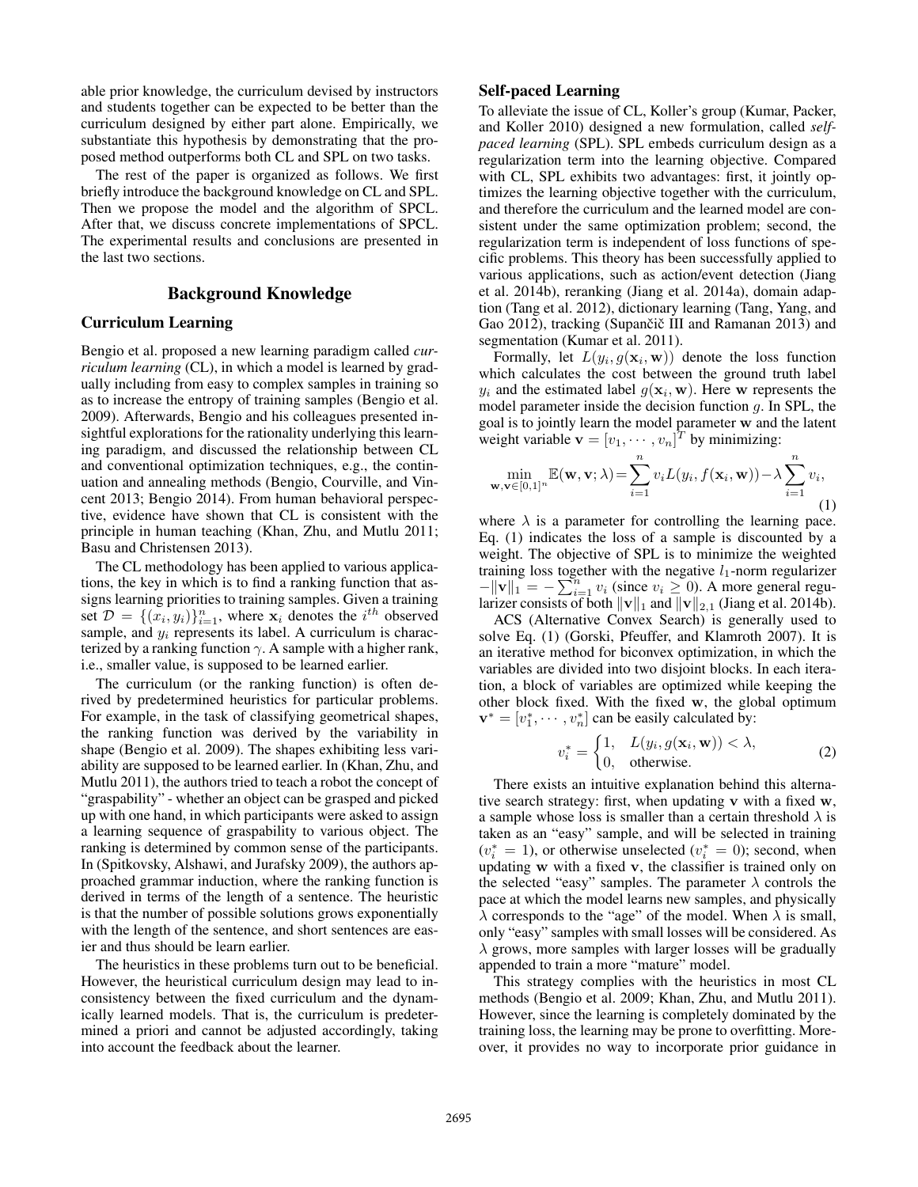able prior knowledge, the curriculum devised by instructors and students together can be expected to be better than the curriculum designed by either part alone. Empirically, we substantiate this hypothesis by demonstrating that the proposed method outperforms both CL and SPL on two tasks.

The rest of the paper is organized as follows. We first briefly introduce the background knowledge on CL and SPL. Then we propose the model and the algorithm of SPCL. After that, we discuss concrete implementations of SPCL. The experimental results and conclusions are presented in the last two sections.

## Background Knowledge

### Curriculum Learning

Bengio et al. proposed a new learning paradigm called *curriculum learning* (CL), in which a model is learned by gradually including from easy to complex samples in training so as to increase the entropy of training samples (Bengio et al. 2009). Afterwards, Bengio and his colleagues presented insightful explorations for the rationality underlying this learning paradigm, and discussed the relationship between CL and conventional optimization techniques, e.g., the continuation and annealing methods (Bengio, Courville, and Vincent 2013; Bengio 2014). From human behavioral perspective, evidence have shown that CL is consistent with the principle in human teaching (Khan, Zhu, and Mutlu 2011; Basu and Christensen 2013).

The CL methodology has been applied to various applications, the key in which is to find a ranking function that assigns learning priorities to training samples. Given a training set $\mathcal{D} = \{(x_i, y_i)\}_{i=1}^n$, where $\mathbf{x}_i$ denotes the $i^{th}$ observed sample, and $y_i$ represents its label. A curriculum is characterized by a ranking function $\gamma$. A sample with a higher rank, i.e., smaller value, is supposed to be learned earlier.

The curriculum (or the ranking function) is often derived by predetermined heuristics for particular problems. For example, in the task of classifying geometrical shapes, the ranking function was derived by the variability in shape (Bengio et al. 2009). The shapes exhibiting less variability are supposed to be learned earlier. In (Khan, Zhu, and Mutlu 2011), the authors tried to teach a robot the concept of "graspability" - whether an object can be grasped and picked up with one hand, in which participants were asked to assign a learning sequence of graspability to various object. The ranking is determined by common sense of the participants. In (Spitkovsky, Alshawi, and Jurafsky 2009), the authors approached grammar induction, where the ranking function is derived in terms of the length of a sentence. The heuristic is that the number of possible solutions grows exponentially with the length of the sentence, and short sentences are easier and thus should be learn earlier.

The heuristics in these problems turn out to be beneficial. However, the heuristical curriculum design may lead to inconsistency between the fixed curriculum and the dynamically learned models. That is, the curriculum is predetermined a priori and cannot be adjusted accordingly, taking into account the feedback about the learner.

### Self-paced Learning

To alleviate the issue of CL, Koller's group (Kumar, Packer, and Koller 2010) designed a new formulation, called *self-paced learning* (SPL). SPL embeds curriculum design as a regularization term into the learning objective. Compared with CL, SPL exhibits two advantages: first, it jointly optimizes the learning objective together with the curriculum, and therefore the curriculum and the learned model are consistent under the same optimization problem; second, the regularization term is independent of loss functions of specific problems. This theory has been successfully applied to various applications, such as action/event detection (Jiang et al. 2014b), reranking (Jiang et al. 2014a), domain adaption (Tang et al. 2012), dictionary learning (Tang, Yang, and Gao 2012), tracking (Supančič III and Ramanan 2013) and segmentation (Kumar et al. 2011).

Formally, let $L(y_i, g(\mathbf{x}_i, \mathbf{w}))$ denote the loss function which calculates the cost between the ground truth label $y_i$ and the estimated label $g(\mathbf{x}_i, \mathbf{w})$. Here $\mathbf{w}$ represents the model parameter inside the decision function $g$. In SPL, the goal is to jointly learn the model parameter $\mathbf{w}$ and the latent weight variable $\mathbf{v} = [v_1, \cdots, v_n]^T$ by minimizing:

$$\min_{\mathbf{w}, \mathbf{v} \in [0,1]^n} \mathbb{E}(\mathbf{w}, \mathbf{v}; \lambda) = \sum_{i=1}^{n} v_i L(y_i, f(\mathbf{x}_i, \mathbf{w})) - \lambda \sum_{i=1}^{n} v_i, \tag{1}$$

where $\lambda$ is a parameter for controlling the learning pace. Eq. (1) indicates the loss of a sample is discounted by a weight. The objective of SPL is to minimize the weighted training loss together with the negative $l_1$-norm regularizer $-\|\mathbf{v}\|_1 = -\sum_{i=1}^{n} v_i$ (since $v_i \geq 0$). A more general regularizer consists of both $\|\mathbf{v}\|_1$ and $\|\mathbf{v}\|_{2,1}$ (Jiang et al. 2014b).

ACS (Alternative Convex Search) is generally used to solve Eq. (1) (Gorski, Pfeuffer, and Klamroth 2007). It is an iterative method for biconvex optimization, in which the variables are divided into two disjoint blocks. In each iteration, a block of variables are optimized while keeping the other block fixed. With the fixed $\mathbf{w}$, the global optimum $\mathbf{v}^* = [v_1^*, \cdots, v_n^*]$ can be easily calculated by:

$$v_i^* = \begin{cases} 1, & L(y_i, g(\mathbf{x}_i, \mathbf{w})) < \lambda, \\ 0, & \text{otherwise.} \end{cases} \tag{2}$$

There exists an intuitive explanation behind this alternative search strategy: first, when updating $\mathbf{v}$ with a fixed $\mathbf{w}$, a sample whose loss is smaller than a certain threshold $\lambda$ is taken as an "easy" sample, and will be selected in training ($v_i^* = 1$), or otherwise unselected ($v_i^* = 0$); second, when updating $\mathbf{w}$ with a fixed $\mathbf{v}$, the classifier is trained only on the selected "easy" samples. The parameter $\lambda$ controls the pace at which the model learns new samples, and physically $\lambda$ corresponds to the "age" of the model. When $\lambda$ is small, only "easy" samples with small losses will be considered. As $\lambda$ grows, more samples with larger losses will be gradually appended to train a more "mature" model.

This strategy complies with the heuristics in most CL methods (Bengio et al. 2009; Khan, Zhu, and Mutlu 2011). However, since the learning is completely dominated by the training loss, the learning may be prone to overfitting. Moreover, it provides no way to incorporate prior guidance in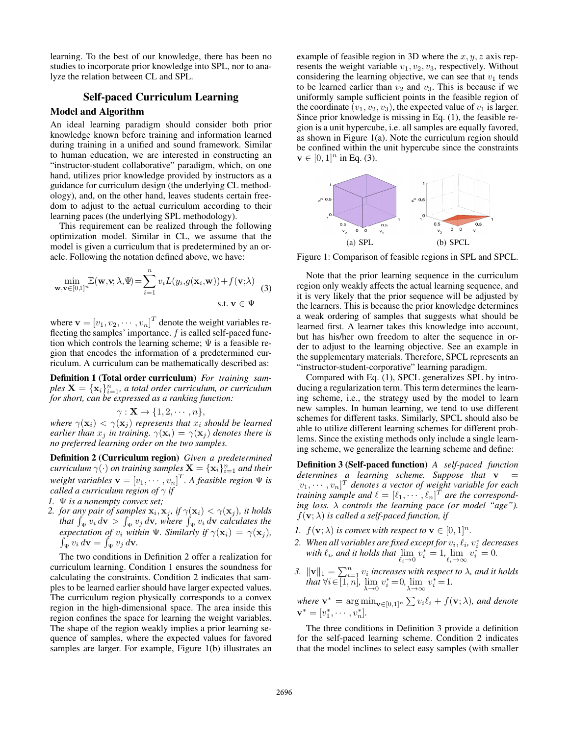learning. To the best of our knowledge, there has been no studies to incorporate prior knowledge into SPL, nor to analyze the relation between CL and SPL.

## Self-paced Curriculum Learning

### Model and Algorithm

An ideal learning paradigm should consider both prior knowledge known before training and information learned during training in a unified and sound framework. Similar to human education, we are interested in constructing an "instructor-student collaborative" paradigm, which, on one hand, utilizes prior knowledge provided by instructors as a guidance for curriculum design (the underlying CL methodology), and, on the other hand, leaves students certain freedom to adjust to the actual curriculum according to their learning paces (the underlying SPL methodology).

This requirement can be realized through the following optimization model. Similar in CL, we assume that the model is given a curriculum that is predetermined by an oracle. Following the notation defined above, we have:

$$\min_{\mathbf{w},\mathbf{v}\in[0,1]^n} \mathbb{E}(\mathbf{w},\mathbf{v};\lambda,\Psi) = \sum_{i=1}^{n} v_i L(y_i, g(\mathbf{x}_i,\mathbf{w})) + f(\mathbf{v};\lambda) \quad \text{s.t. } \mathbf{v}\in\Psi \tag{3}$$

where $\mathbf{v} = [v_1, v_2, \cdots, v_n]^T$ denote the weight variables reflecting the samples' importance. $f$ is called self-paced function which controls the learning scheme; $\Psi$ is a feasible region that encodes the information of a predetermined curriculum. A curriculum can be mathematically described as:

**Definition 1 (Total order curriculum)** *For training samples $\mathbf{X} = \{\mathbf{x}_i\}_{i=1}^n$, a total order curriculum, or curriculum for short, can be expressed as a ranking function:*

$$\gamma : \mathbf{X} \to \{1, 2, \cdots, n\},$$

*where $\gamma(\mathbf{x}_i) < \gamma(\mathbf{x}_j)$ represents that $x_i$ should be learned earlier than $x_j$ in training. $\gamma(\mathbf{x}_i) = \gamma(\mathbf{x}_j)$ denotes there is no preferred learning order on the two samples.*

**Definition 2 (Curriculum region)** *Given a predetermined curriculum $\gamma(\cdot)$ on training samples $\mathbf{X} = \{\mathbf{x}_i\}_{i=1}^n$ and their weight variables $\mathbf{v} = [v_1, \cdots, v_n]^T$. A feasible region $\Psi$ is called a curriculum region of $\gamma$ if*

1. *$\Psi$ is a nonempty convex set;*
2. *for any pair of samples $\mathbf{x}_i, \mathbf{x}_j$, if $\gamma(\mathbf{x}_i) < \gamma(\mathbf{x}_j)$, it holds that $\int_\Psi v_i \, d\mathbf{v} > \int_\Psi v_j \, d\mathbf{v}$, where $\int_\Psi v_i \, d\mathbf{v}$ calculates the expectation of $v_i$ within $\Psi$. Similarly if $\gamma(\mathbf{x}_i) = \gamma(\mathbf{x}_j)$, $\int_\Psi v_i \, d\mathbf{v} = \int_\Psi v_j \, d\mathbf{v}$.*

The two conditions in Definition 2 offer a realization for curriculum learning. Condition 1 ensures the soundness for calculating the constraints. Condition 2 indicates that samples to be learned earlier should have larger expected values. The curriculum region physically corresponds to a convex region in the high-dimensional space. The area inside this region confines the space for learning the weight variables. The shape of the region weakly implies a prior learning sequence of samples, where the expected values for favored samples are larger. For example, Figure 1(b) illustrates an example of feasible region in 3D where the $x, y, z$ axis represents the weight variable $v_1, v_2, v_3$, respectively. Without considering the learning objective, we can see that $v_1$ tends to be learned earlier than $v_2$ and $v_3$. This is because if we uniformly sample sufficient points in the feasible region of the coordinate $(v_1, v_2, v_3)$, the expected value of $v_1$ is larger. Since prior knowledge is missing in Eq. (1), the feasible region is a unit hypercube, i.e. all samples are equally favored, as shown in Figure 1(a). Note the curriculum region should be confined within the unit hypercube since the constraints $\mathbf{v} \in [0, 1]^n$ in Eq. (3).

(a) SPL (b) SPCL

Figure 1: Comparison of feasible regions in SPL and SPCL.

Note that the prior learning sequence in the curriculum region only weakly affects the actual learning sequence, and it is very likely that the prior sequence will be adjusted by the learners. This is because the prior knowledge determines a weak ordering of samples that suggests what should be learned first. A learner takes this knowledge into account, but has his/her own freedom to alter the sequence in order to adjust to the learning objective. See an example in the supplementary materials. Therefore, SPCL represents an "instructor-student-corporative" learning paradigm.

Compared with Eq. (1), SPCL generalizes SPL by introducing a regularization term. This term determines the learning scheme, i.e., the strategy used by the model to learn new samples. In human learning, we tend to use different schemes for different tasks. Similarly, SPCL should also be able to utilize different learning schemes for different problems. Since the existing methods only include a single learning scheme, we generalize the learning scheme and define:

**Definition 3 (Self-paced function)** *A self-paced function determines a learning scheme. Suppose that $\mathbf{v} = [v_1, \cdots, v_n]^T$ denotes a vector of weight variable for each training sample and $\ell = [\ell_1, \cdots, \ell_n]^T$ are the corresponding loss. $\lambda$ controls the learning pace (or model "age"). $f(\mathbf{v};\lambda)$ is called a self-paced function, if*

1. *$f(\mathbf{v};\lambda)$ is convex with respect to $\mathbf{v} \in [0, 1]^n$.*
2. *When all variables are fixed except for $v_i$, $\ell_i$, $v_i^*$ decreases with $\ell_i$, and it holds that $\lim_{\ell_i \to 0} v_i^* = 1$, $\lim_{\ell_i \to \infty} v_i^* = 0$.*
3. *$\|\mathbf{v}\|_1 = \sum_{i=1}^n v_i$ increases with respect to $\lambda$, and it holds that $\forall i \in [1, n]$, $\lim_{\lambda \to 0} v_i^* = 0$, $\lim_{\lambda \to \infty} v_i^* = 1$.*

*where $\mathbf{v}^* = \arg\min_{\mathbf{v}\in[0,1]^n} \sum v_i \ell_i + f(\mathbf{v};\lambda)$, and denote $\mathbf{v}^* = [v_1^*, \cdots, v_n^*]$.*

The three conditions in Definition 3 provide a definition for the self-paced learning scheme. Condition 2 indicates that the model inclines to select easy samples (with smaller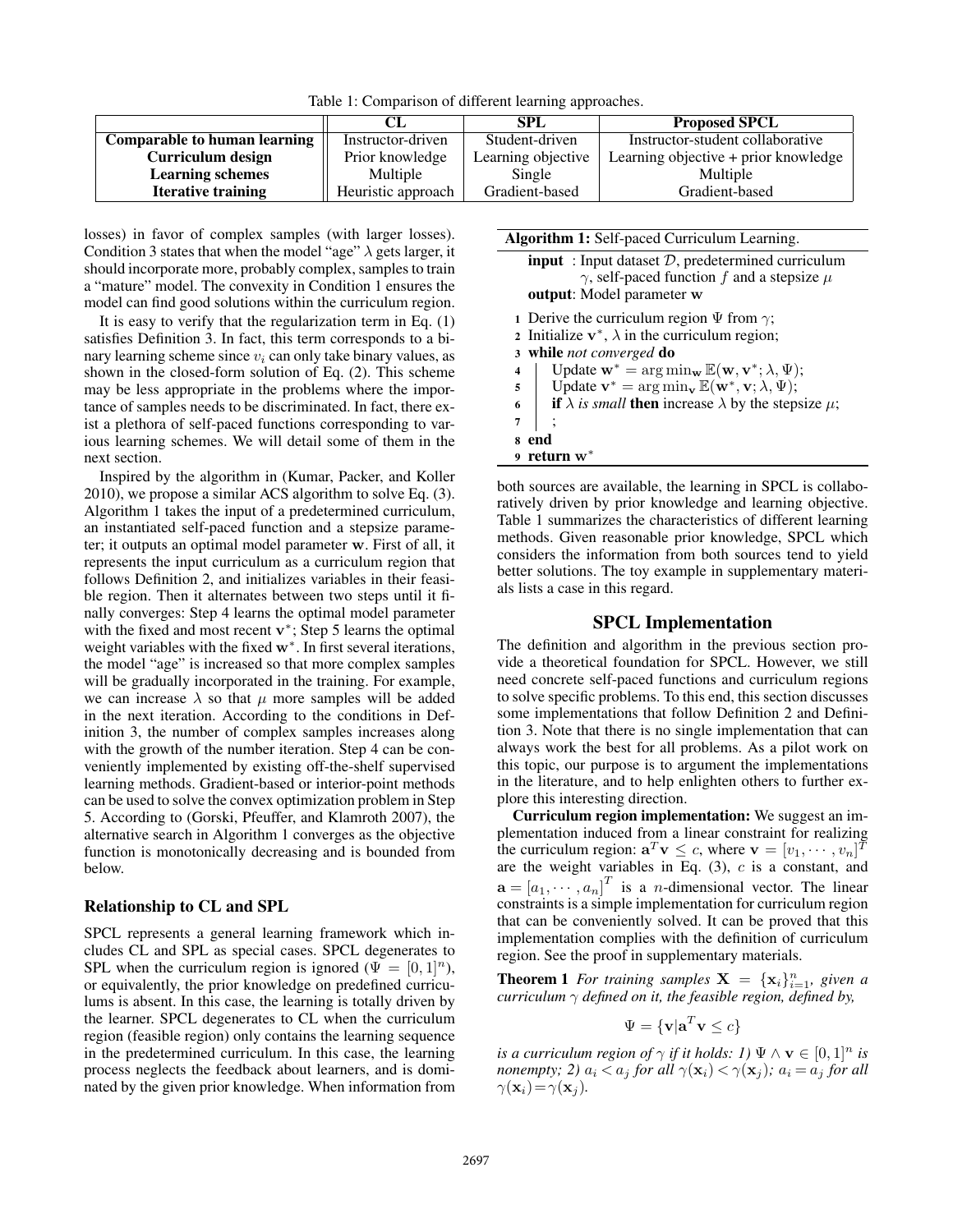Table 1: Comparison of different learning approaches.

| | CL | SPL | Proposed SPCL |
|---|---|---|---|
| **Comparable to human learning** | Instructor-driven | Student-driven | Instructor-student collaborative |
| **Curriculum design** | Prior knowledge | Learning objective | Learning objective + prior knowledge |
| **Learning schemes** | Multiple | Single | Multiple |
| **Iterative training** | Heuristic approach | Gradient-based | Gradient-based |

losses) in favor of complex samples (with larger losses). Condition 3 states that when the model "age" $\lambda$ gets larger, it should incorporate more, probably complex, samples to train a "mature" model. The convexity in Condition 1 ensures the model can find good solutions within the curriculum region.

It is easy to verify that the regularization term in Eq. (1) satisfies Definition 3. In fact, this term corresponds to a binary learning scheme since $v_i$ can only take binary values, as shown in the closed-form solution of Eq. (2). This scheme may be less appropriate in the problems where the importance of samples needs to be discriminated. In fact, there exist a plethora of self-paced functions corresponding to various learning schemes. We will detail some of them in the next section.

Inspired by the algorithm in (Kumar, Packer, and Koller 2010), we propose a similar ACS algorithm to solve Eq. (3). Algorithm 1 takes the input of a predetermined curriculum, an instantiated self-paced function and a stepsize parameter; it outputs an optimal model parameter $\mathbf{w}$. First of all, it represents the input curriculum as a curriculum region that follows Definition 2, and initializes variables in their feasible region. Then it alternates between two steps until it finally converges: Step 4 learns the optimal model parameter with the fixed and most recent $\mathbf{v}^*$; Step 5 learns the optimal weight variables with the fixed $\mathbf{w}^*$. In first several iterations, the model "age" is increased so that more complex samples will be gradually incorporated in the training. For example, we can increase $\lambda$ so that $\mu$ more samples will be added in the next iteration. According to the conditions in Definition 3, the number of complex samples increases along with the growth of the number iteration. Step 4 can be conveniently implemented by existing off-the-shelf supervised learning methods. Gradient-based or interior-point methods can be used to solve the convex optimization problem in Step 5. According to (Gorski, Pfeuffer, and Klamroth 2007), the alternative search in Algorithm 1 converges as the objective function is monotonically decreasing and is bounded from below.

**Algorithm 1:** Self-paced Curriculum Learning.

**input** : Input dataset $\mathcal{D}$, predetermined curriculum $\gamma$, self-paced function $f$ and a stepsize $\mu$
**output**: Model parameter $\mathbf{w}$

```
1 Derive the curriculum region Ψ from γ;
2 Initialize v*, λ in the curriculum region;
3 while not converged do
4     Update w* = arg min_w E(w, v*; λ, Ψ);
5     Update v* = arg min_v E(w*, v; λ, Ψ);
6     if λ is small then increase λ by the stepsize μ;
7     ;
8 end
9 return w*
```

## Relationship to CL and SPL

SPCL represents a general learning framework which includes CL and SPL as special cases. SPCL degenerates to SPL when the curriculum region is ignored ($\Psi = [0,1]^n$), or equivalently, the prior knowledge on predefined curriculums is absent. In this case, the learning is totally driven by the learner. SPCL degenerates to CL when the curriculum region (feasible region) only contains the learning sequence in the predetermined curriculum. In this case, the learning process neglects the feedback about learners, and is dominated by the given prior knowledge. When information from both sources are available, the learning in SPCL is collaboratively driven by prior knowledge and learning objective. Table 1 summarizes the characteristics of different learning methods. Given reasonable prior knowledge, SPCL which considers the information from both sources tend to yield better solutions. The toy example in supplementary materials lists a case in this regard.

# SPCL Implementation

The definition and algorithm in the previous section provide a theoretical foundation for SPCL. However, we still need concrete self-paced functions and curriculum regions to solve specific problems. To this end, this section discusses some implementations that follow Definition 2 and Definition 3. Note that there is no single implementation that can always work the best for all problems. As a pilot work on this topic, our purpose is to argument the implementations in the literature, and to help enlighten others to further explore this interesting direction.

**Curriculum region implementation:** We suggest an implementation induced from a linear constraint for realizing the curriculum region: $\mathbf{a}^T\mathbf{v} \leq c$, where $\mathbf{v} = [v_1, \cdots, v_n]^T$ are the weight variables in Eq. (3), $c$ is a constant, and $\mathbf{a} = [a_1, \cdots, a_n]^T$ is a $n$-dimensional vector. The linear constraints is a simple implementation for curriculum region that can be conveniently solved. It can be proved that this implementation complies with the definition of curriculum region. See the proof in supplementary materials.

**Theorem 1** *For training samples $\mathbf{X} = \{\mathbf{x}_i\}_{i=1}^n$, given a curriculum $\gamma$ defined on it, the feasible region, defined by,*

$$\Psi = \{\mathbf{v}|\mathbf{a}^T\mathbf{v} \leq c\}$$

*is a curriculum region of $\gamma$ if it holds: 1) $\Psi \wedge \mathbf{v} \in [0,1]^n$ is nonempty; 2) $a_i < a_j$ for all $\gamma(\mathbf{x}_i) < \gamma(\mathbf{x}_j)$; $a_i = a_j$ for all $\gamma(\mathbf{x}_i) = \gamma(\mathbf{x}_j)$.*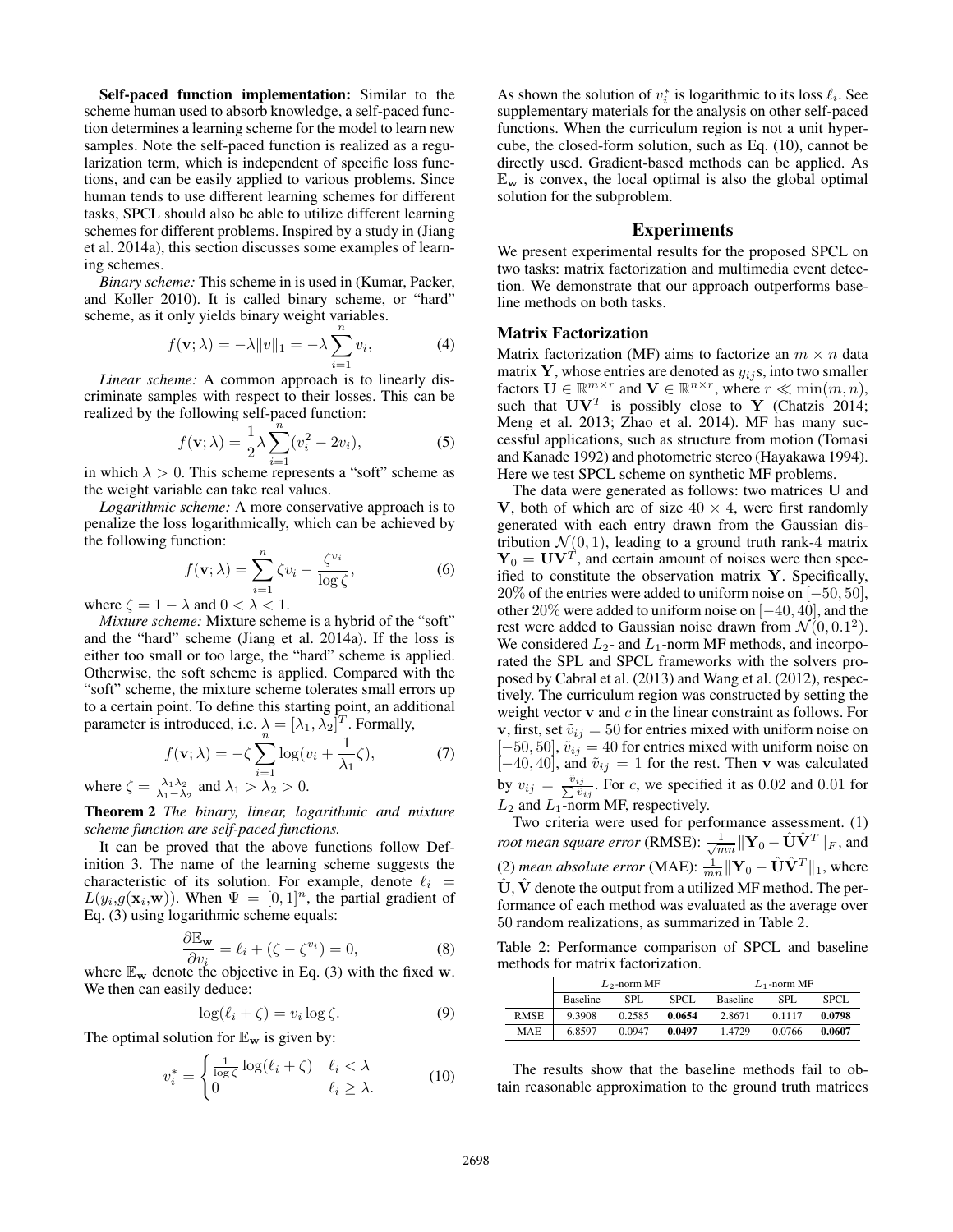**Self-paced function implementation:** Similar to the scheme human used to absorb knowledge, a self-paced function determines a learning scheme for the model to learn new samples. Note the self-paced function is realized as a regularization term, which is independent of specific loss functions, and can be easily applied to various problems. Since human tends to use different learning schemes for different tasks, SPCL should also be able to utilize different learning schemes for different problems. Inspired by a study in (Jiang et al. 2014a), this section discusses some examples of learning schemes.

*Binary scheme:* This scheme in is used in (Kumar, Packer, and Koller 2010). It is called binary scheme, or "hard" scheme, as it only yields binary weight variables.

$$f(\mathbf{v};\lambda) = -\lambda\|v\|_1 = -\lambda\sum_{i=1}^{n} v_i, \tag{4}$$

*Linear scheme:* A common approach is to linearly discriminate samples with respect to their losses. This can be realized by the following self-paced function:

$$f(\mathbf{v};\lambda) = \frac{1}{2}\lambda\sum_{i=1}^{n}(v_i^2 - 2v_i), \tag{5}$$

in which $\lambda > 0$. This scheme represents a "soft" scheme as the weight variable can take real values.

*Logarithmic scheme:* A more conservative approach is to penalize the loss logarithmically, which can be achieved by the following function:

$$f(\mathbf{v};\lambda) = \sum_{i=1}^{n}\zeta v_i - \frac{\zeta^{v_i}}{\log\zeta}, \tag{6}$$

where $\zeta = 1 - \lambda$ and $0 < \lambda < 1$.

*Mixture scheme:* Mixture scheme is a hybrid of the "soft" and the "hard" scheme (Jiang et al. 2014a). If the loss is either too small or too large, the "hard" scheme is applied. Otherwise, the soft scheme is applied. Compared with the "soft" scheme, the mixture scheme tolerates small errors up to a certain point. To define this starting point, an additional parameter is introduced, i.e. $\lambda = [\lambda_1, \lambda_2]^T$. Formally,

$$f(\mathbf{v};\lambda) = -\zeta\sum_{i=1}^{n}\log(v_i + \frac{1}{\lambda_1}\zeta), \tag{7}$$

where $\zeta = \frac{\lambda_1\lambda_2}{\lambda_1 - \lambda_2}$ and $\lambda_1 > \lambda_2 > 0$.

**Theorem 2** *The binary, linear, logarithmic and mixture scheme function are self-paced functions.*

It can be proved that the above functions follow Definition 3. The name of the learning scheme suggests the characteristic of its solution. For example, denote $\ell_i = L(y_i, g(\mathbf{x}_i, \mathbf{w}))$. When $\Psi = [0, 1]^n$, the partial gradient of Eq. (3) using logarithmic scheme equals:

$$\frac{\partial \mathbb{E}_{\mathbf{w}}}{\partial v_i} = \ell_i + (\zeta - \zeta^{v_i}) = 0, \tag{8}$$

where $\mathbb{E}_{\mathbf{w}}$ denote the objective in Eq. (3) with the fixed $\mathbf{w}$. We then can easily deduce:

$$\log(\ell_i + \zeta) = v_i \log\zeta. \tag{9}$$

The optimal solution for $\mathbb{E}_{\mathbf{w}}$ is given by:

$$v_i^* = \begin{cases} \frac{1}{\log\zeta}\log(\ell_i + \zeta) & \ell_i < \lambda \\ 0 & \ell_i \geq \lambda. \end{cases} \tag{10}$$

As shown the solution of $v_i^*$ is logarithmic to its loss $\ell_i$. See supplementary materials for the analysis on other self-paced functions. When the curriculum region is not a unit hypercube, the closed-form solution, such as Eq. (10), cannot be directly used. Gradient-based methods can be applied. As $\mathbb{E}_{\mathbf{w}}$ is convex, the local optimal is also the global optimal solution for the subproblem.

## Experiments

We present experimental results for the proposed SPCL on two tasks: matrix factorization and multimedia event detection. We demonstrate that our approach outperforms baseline methods on both tasks.

### Matrix Factorization

Matrix factorization (MF) aims to factorize an $m \times n$ data matrix $\mathbf{Y}$, whose entries are denoted as $y_{ij}$s, into two smaller factors $\mathbf{U} \in \mathbb{R}^{m\times r}$ and $\mathbf{V} \in \mathbb{R}^{n\times r}$, where $r \ll \min(m, n)$, such that $\mathbf{U}\mathbf{V}^T$ is possibly close to $\mathbf{Y}$ (Chatzis 2014; Meng et al. 2013; Zhao et al. 2014). MF has many successful applications, such as structure from motion (Tomasi and Kanade 1992) and photometric stereo (Hayakawa 1994). Here we test SPCL scheme on synthetic MF problems.

The data were generated as follows: two matrices $\mathbf{U}$ and $\mathbf{V}$, both of which are of size $40 \times 4$, were first randomly generated with each entry drawn from the Gaussian distribution $\mathcal{N}(0, 1)$, leading to a ground truth rank-4 matrix $\mathbf{Y}_0 = \mathbf{U}\mathbf{V}^T$, and certain amount of noises were then specified to constitute the observation matrix $\mathbf{Y}$. Specifically, 20% of the entries were added to uniform noise on $[-50, 50]$, other 20% were added to uniform noise on $[-40, 40]$, and the rest were added to Gaussian noise drawn from $\mathcal{N}(0, 0.1^2)$. We considered $L_2$- and $L_1$-norm MF methods, and incorporated the SPL and SPCL frameworks with the solvers proposed by Cabral et al. (2013) and Wang et al. (2012), respectively. The curriculum region was constructed by setting the weight vector $\mathbf{v}$ and $c$ in the linear constraint as follows. For $\mathbf{v}$, first, set $\tilde{v}_{ij} = 50$ for entries mixed with uniform noise on $[-50, 50]$, $\tilde{v}_{ij} = 40$ for entries mixed with uniform noise on $[-40, 40]$, and $\tilde{v}_{ij} = 1$ for the rest. Then $\mathbf{v}$ was calculated by $v_{ij} = \frac{\tilde{v}_{ij}}{\sum \tilde{v}_{ij}}$. For $c$, we specified it as 0.02 and 0.01 for $L_2$ and $L_1$-norm MF, respectively.

Two criteria were used for performance assessment. (1) *root mean square error* (RMSE): $\frac{1}{\sqrt{mn}}\|\mathbf{Y}_0 - \hat{\mathbf{U}}\hat{\mathbf{V}}^T\|_F$, and (2) *mean absolute error* (MAE): $\frac{1}{mn}\|\mathbf{Y}_0 - \hat{\mathbf{U}}\hat{\mathbf{V}}^T\|_1$, where $\hat{\mathbf{U}}, \hat{\mathbf{V}}$ denote the output from a utilized MF method. The performance of each method was evaluated as the average over 50 random realizations, as summarized in Table 2.

Table 2: Performance comparison of SPCL and baseline methods for matrix factorization.

| | $L_2$-norm MF | | | $L_1$-norm MF | | |
|---|---|---|---|---|---|---|
| | Baseline | SPL | SPCL | Baseline | SPL | SPCL |
| RMSE | 9.3908 | 0.2585 | **0.0654** | 2.8671 | 0.1117 | **0.0798** |
| MAE | 6.8597 | 0.0947 | **0.0497** | 1.4729 | 0.0766 | **0.0607** |

The results show that the baseline methods fail to obtain reasonable approximation to the ground truth matrices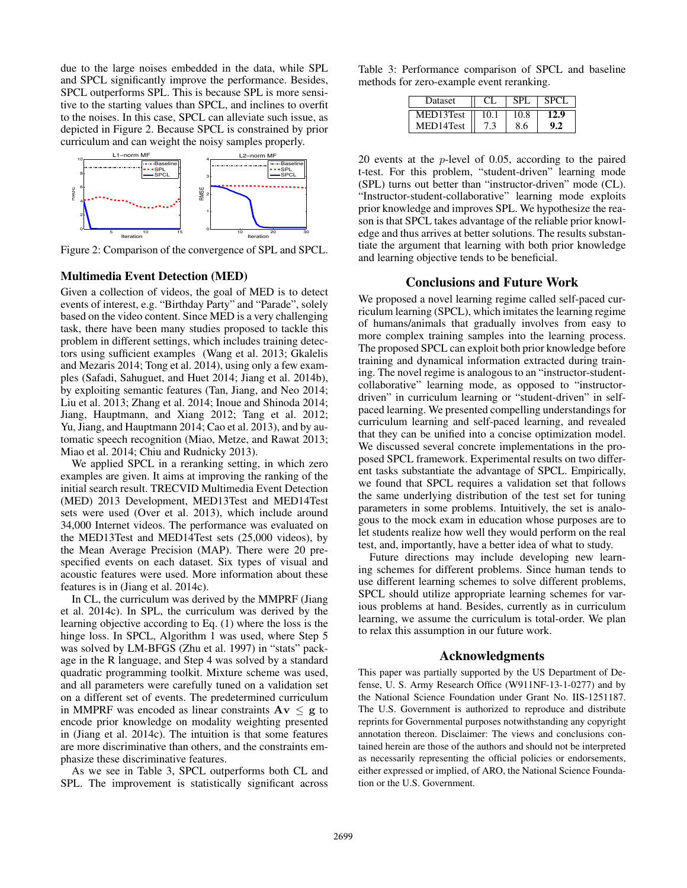due to the large noises embedded in the data, while SPL and SPCL significantly improve the performance. Besides, SPCL outperforms SPL. This is because SPL is more sensitive to the starting values than SPCL, and inclines to overfit to the noises. In this case, SPCL can alleviate such issue, as depicted in Figure 2. Because SPCL is constrained by prior curriculum and can weight the noisy samples properly.

Figure 2: Comparison of the convergence of SPL and SPCL.

### Multimedia Event Detection (MED)

Given a collection of videos, the goal of MED is to detect events of interest, e.g. "Birthday Party" and "Parade", solely based on the video content. Since MED is a very challenging task, there have been many studies proposed to tackle this problem in different settings, which includes training detectors using sufficient examples (Wang et al. 2013; Gkalelis and Mezaris 2014; Tong et al. 2014), using only a few examples (Safadi, Sahuguet, and Huet 2014; Jiang et al. 2014b), by exploiting semantic features (Tan, Jiang, and Neo 2014; Liu et al. 2013; Zhang et al. 2014; Inoue and Shinoda 2014; Jiang, Hauptmann, and Xiang 2012; Tang et al. 2012; Yu, Jiang, and Hauptmann 2014; Cao et al. 2013), and by automatic speech recognition (Miao, Metze, and Rawat 2013; Miao et al. 2014; Chiu and Rudnicky 2013).

We applied SPCL in a reranking setting, in which zero examples are given. It aims at improving the ranking of the initial search result. TRECVID Multimedia Event Detection (MED) 2013 Development, MED13Test and MED14Test sets were used (Over et al. 2013), which include around 34,000 Internet videos. The performance was evaluated on the MED13Test and MED14Test sets (25,000 videos), by the Mean Average Precision (MAP). There were 20 pre-specified events on each dataset. Six types of visual and acoustic features were used. More information about these features is in (Jiang et al. 2014c).

In CL, the curriculum was derived by the MMPRF (Jiang et al. 2014c). In SPL, the curriculum was derived by the learning objective according to Eq. (1) where the loss is the hinge loss. In SPCL, Algorithm 1 was used, where Step 5 was solved by LM-BFGS (Zhu et al. 1997) in "stats" package in the R language, and Step 4 was solved by a standard quadratic programming toolkit. Mixture scheme was used, and all parameters were carefully tuned on a validation set on a different set of events. The predetermined curriculum in MMPRF was encoded as linear constraints $\mathbf{A}\mathbf{v} \leq \mathbf{g}$ to encode prior knowledge on modality weighting presented in (Jiang et al. 2014c). The intuition is that some features are more discriminative than others, and the constraints emphasize these discriminative features.

As we see in Table 3, SPCL outperforms both CL and SPL. The improvement is statistically significant across 20 events at the $p$-level of 0.05, according to the paired t-test. For this problem, "student-driven" learning mode (SPL) turns out better than "instructor-driven" mode (CL). "Instructor-student-collaborative" learning mode exploits prior knowledge and improves SPL. We hypothesize the reason is that SPCL takes advantage of the reliable prior knowledge and thus arrives at better solutions. The results substantiate the argument that learning with both prior knowledge and learning objective tends to be beneficial.

Table 3: Performance comparison of SPCL and baseline methods for zero-example event reranking.

| Dataset | CL | SPL | SPCL |
|---|---|---|---|
| MED13Test | 10.1 | 10.8 | **12.9** |
| MED14Test | 7.3 | 8.6 | **9.2** |

## Conclusions and Future Work

We proposed a novel learning regime called self-paced curriculum learning (SPCL), which imitates the learning regime of humans/animals that gradually involves from easy to more complex training samples into the learning process. The proposed SPCL can exploit both prior knowledge before training and dynamical information extracted during training. The novel regime is analogous to an "instructor-student-collaborative" learning mode, as opposed to "instructor-driven" in curriculum learning or "student-driven" in self-paced learning. We presented compelling understandings for curriculum learning and self-paced learning, and revealed that they can be unified into a concise optimization model. We discussed several concrete implementations in the proposed SPCL framework. Experimental results on two different tasks substantiate the advantage of SPCL. Empirically, we found that SPCL requires a validation set that follows the same underlying distribution of the test set for tuning parameters in some problems. Intuitively, the set is analogous to the mock exam in education whose purposes are to let students realize how well they would perform on the real test, and, importantly, have a better idea of what to study.

Future directions may include developing new learning schemes for different problems. Since human tends to use different learning schemes to solve different problems, SPCL should utilize appropriate learning schemes for various problems at hand. Besides, currently as in curriculum learning, we assume the curriculum is total-order. We plan to relax this assumption in our future work.

## Acknowledgments

This paper was partially supported by the US Department of Defense, U. S. Army Research Office (W911NF-13-1-0277) and by the National Science Foundation under Grant No. IIS-1251187. The U.S. Government is authorized to reproduce and distribute reprints for Governmental purposes notwithstanding any copyright annotation thereon. Disclaimer: The views and conclusions contained herein are those of the authors and should not be interpreted as necessarily representing the official policies or endorsements, either expressed or implied, of ARO, the National Science Foundation or the U.S. Government.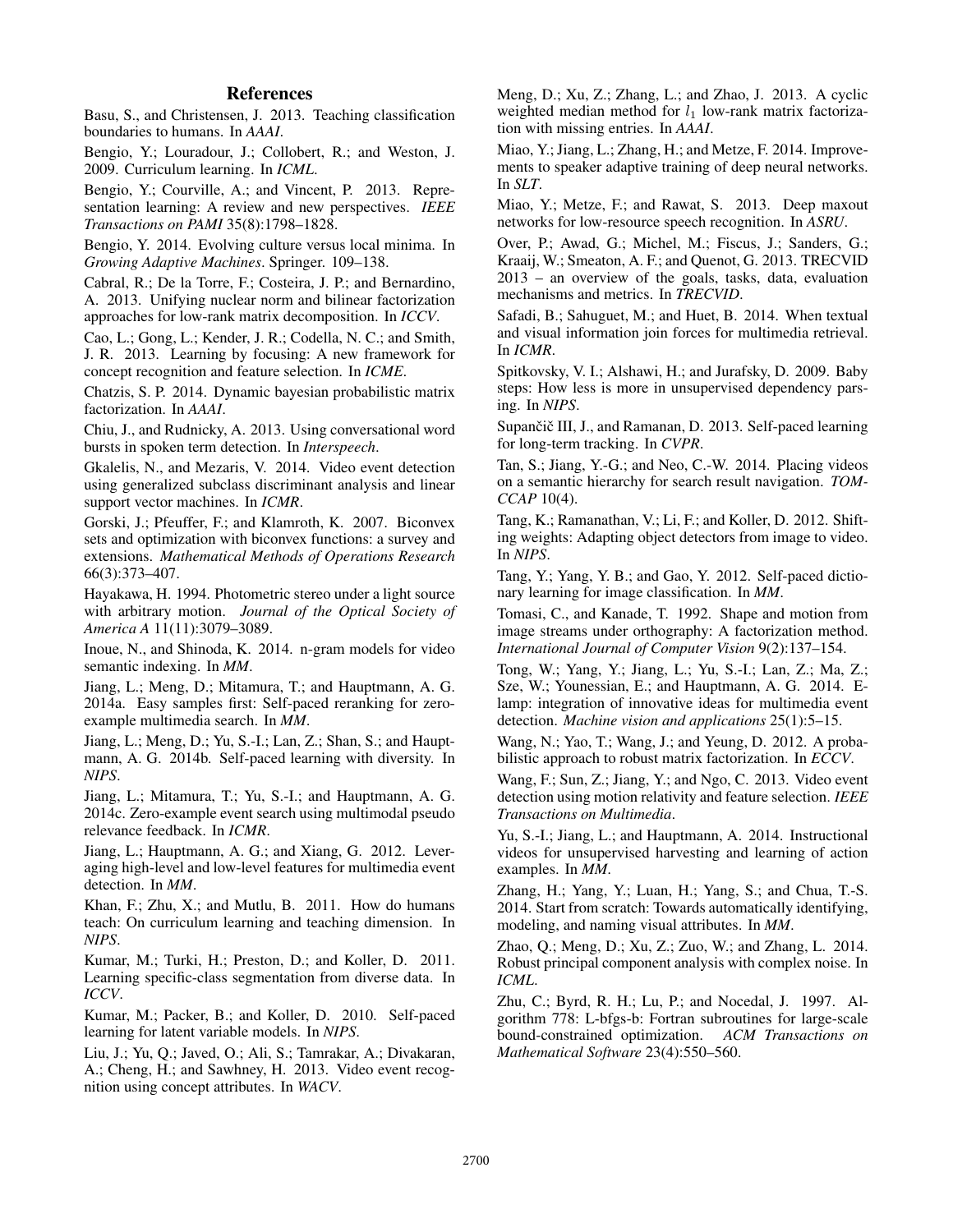## References

Basu, S., and Christensen, J. 2013. Teaching classification boundaries to humans. In *AAAI*.

Bengio, Y.; Louradour, J.; Collobert, R.; and Weston, J. 2009. Curriculum learning. In *ICML*.

Bengio, Y.; Courville, A.; and Vincent, P. 2013. Representation learning: A review and new perspectives. *IEEE Transactions on PAMI* 35(8):1798–1828.

Bengio, Y. 2014. Evolving culture versus local minima. In *Growing Adaptive Machines*. Springer. 109–138.

Cabral, R.; De la Torre, F.; Costeira, J. P.; and Bernardino, A. 2013. Unifying nuclear norm and bilinear factorization approaches for low-rank matrix decomposition. In *ICCV*.

Cao, L.; Gong, L.; Kender, J. R.; Codella, N. C.; and Smith, J. R. 2013. Learning by focusing: A new framework for concept recognition and feature selection. In *ICME*.

Chatzis, S. P. 2014. Dynamic bayesian probabilistic matrix factorization. In *AAAI*.

Chiu, J., and Rudnicky, A. 2013. Using conversational word bursts in spoken term detection. In *Interspeech*.

Gkalelis, N., and Mezaris, V. 2014. Video event detection using generalized subclass discriminant analysis and linear support vector machines. In *ICMR*.

Gorski, J.; Pfeuffer, F.; and Klamroth, K. 2007. Biconvex sets and optimization with biconvex functions: a survey and extensions. *Mathematical Methods of Operations Research* 66(3):373–407.

Hayakawa, H. 1994. Photometric stereo under a light source with arbitrary motion. *Journal of the Optical Society of America A* 11(11):3079–3089.

Inoue, N., and Shinoda, K. 2014. n-gram models for video semantic indexing. In *MM*.

Jiang, L.; Meng, D.; Mitamura, T.; and Hauptmann, A. G. 2014a. Easy samples first: Self-paced reranking for zero-example multimedia search. In *MM*.

Jiang, L.; Meng, D.; Yu, S.-I.; Lan, Z.; Shan, S.; and Hauptmann, A. G. 2014b. Self-paced learning with diversity. In *NIPS*.

Jiang, L.; Mitamura, T.; Yu, S.-I.; and Hauptmann, A. G. 2014c. Zero-example event search using multimodal pseudo relevance feedback. In *ICMR*.

Jiang, L.; Hauptmann, A. G.; and Xiang, G. 2012. Leveraging high-level and low-level features for multimedia event detection. In *MM*.

Khan, F.; Zhu, X.; and Mutlu, B. 2011. How do humans teach: On curriculum learning and teaching dimension. In *NIPS*.

Kumar, M.; Turki, H.; Preston, D.; and Koller, D. 2011. Learning specific-class segmentation from diverse data. In *ICCV*.

Kumar, M.; Packer, B.; and Koller, D. 2010. Self-paced learning for latent variable models. In *NIPS*.

Liu, J.; Yu, Q.; Javed, O.; Ali, S.; Tamrakar, A.; Divakaran, A.; Cheng, H.; and Sawhney, H. 2013. Video event recognition using concept attributes. In *WACV*.

Meng, D.; Xu, Z.; Zhang, L.; and Zhao, J. 2013. A cyclic weighted median method for $l_1$ low-rank matrix factorization with missing entries. In *AAAI*.

Miao, Y.; Jiang, L.; Zhang, H.; and Metze, F. 2014. Improvements to speaker adaptive training of deep neural networks. In *SLT*.

Miao, Y.; Metze, F.; and Rawat, S. 2013. Deep maxout networks for low-resource speech recognition. In *ASRU*.

Over, P.; Awad, G.; Michel, M.; Fiscus, J.; Sanders, G.; Kraaij, W.; Smeaton, A. F.; and Quenot, G. 2013. TRECVID 2013 – an overview of the goals, tasks, data, evaluation mechanisms and metrics. In *TRECVID*.

Safadi, B.; Sahuguet, M.; and Huet, B. 2014. When textual and visual information join forces for multimedia retrieval. In *ICMR*.

Spitkovsky, V. I.; Alshawi, H.; and Jurafsky, D. 2009. Baby steps: How less is more in unsupervised dependency parsing. In *NIPS*.

Supančič III, J., and Ramanan, D. 2013. Self-paced learning for long-term tracking. In *CVPR*.

Tan, S.; Jiang, Y.-G.; and Neo, C.-W. 2014. Placing videos on a semantic hierarchy for search result navigation. *TOMCCAP* 10(4).

Tang, K.; Ramanathan, V.; Li, F.; and Koller, D. 2012. Shifting weights: Adapting object detectors from image to video. In *NIPS*.

Tang, Y.; Yang, Y. B.; and Gao, Y. 2012. Self-paced dictionary learning for image classification. In *MM*.

Tomasi, C., and Kanade, T. 1992. Shape and motion from image streams under orthography: A factorization method. *International Journal of Computer Vision* 9(2):137–154.

Tong, W.; Yang, Y.; Jiang, L.; Yu, S.-I.; Lan, Z.; Ma, Z.; Sze, W.; Younessian, E.; and Hauptmann, A. G. 2014. E-lamp: integration of innovative ideas for multimedia event detection. *Machine vision and applications* 25(1):5–15.

Wang, N.; Yao, T.; Wang, J.; and Yeung, D. 2012. A probabilistic approach to robust matrix factorization. In *ECCV*.

Wang, F.; Sun, Z.; Jiang, Y.; and Ngo, C. 2013. Video event detection using motion relativity and feature selection. *IEEE Transactions on Multimedia*.

Yu, S.-I.; Jiang, L.; and Hauptmann, A. 2014. Instructional videos for unsupervised harvesting and learning of action examples. In *MM*.

Zhang, H.; Yang, Y.; Luan, H.; Yang, S.; and Chua, T.-S. 2014. Start from scratch: Towards automatically identifying, modeling, and naming visual attributes. In *MM*.

Zhao, Q.; Meng, D.; Xu, Z.; Zuo, W.; and Zhang, L. 2014. Robust principal component analysis with complex noise. In *ICML*.

Zhu, C.; Byrd, R. H.; Lu, P.; and Nocedal, J. 1997. Algorithm 778: L-bfgs-b: Fortran subroutines for large-scale bound-constrained optimization. *ACM Transactions on Mathematical Software* 23(4):550–560.